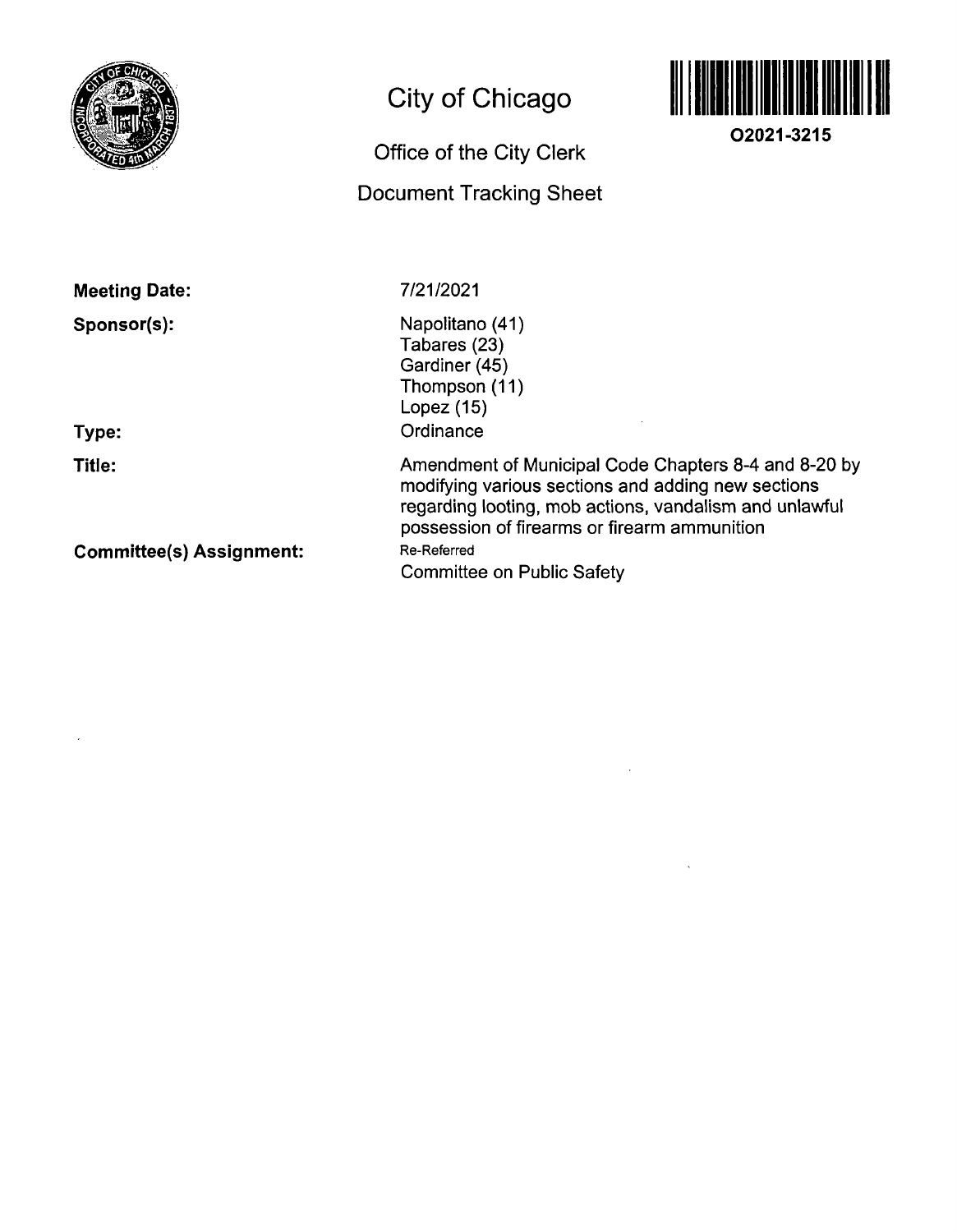# City of Chicago

## Office of the City Clerk

## Document Tracking Sheet

**O2021-3215**

**Meeting Date:** 7/21/2021

**Sponsor(s):**
Napolitano (41)
Tabares (23)
Gardiner (45)
Thompson (11)
Lopez (15)

**Type:** Ordinance

**Title:** Amendment of Municipal Code Chapters 8-4 and 8-20 by modifying various sections and adding new sections regarding looting, mob actions, vandalism and unlawful possession of firearms or firearm ammunition

**Committee(s) Assignment:** Re-Referred
Committee on Public Safety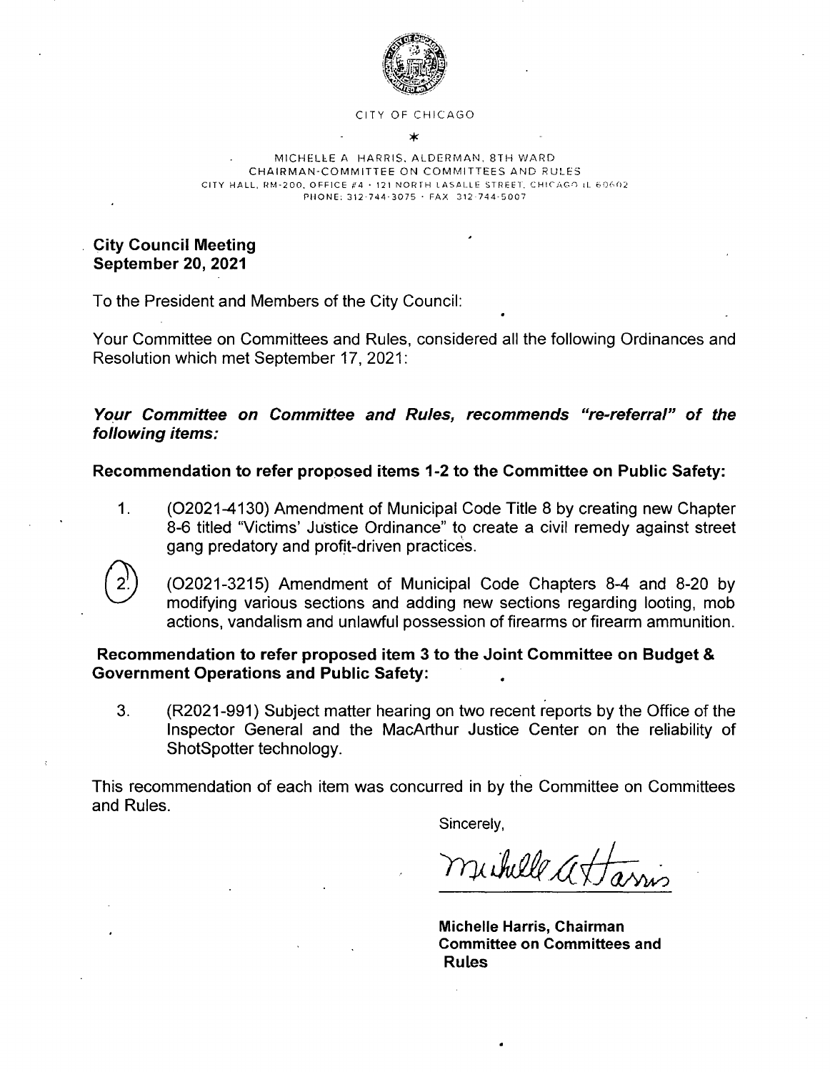CITY OF CHICAGO

*

MICHELLE A. HARRIS, ALDERMAN, 8TH WARD
CHAIRMAN-COMMITTEE ON COMMITTEES AND RULES
CITY HALL, RM-200, OFFICE #4 · 121 NORTH LASALLE STREET, CHICAGO IL 60602
PHONE: 312-744-3075 · FAX: 312-744-5007

**City Council Meeting**
**September 20, 2021**

To the President and Members of the City Council:

Your Committee on Committees and Rules, considered all the following Ordinances and Resolution which met September 17, 2021:

***Your Committee on Committee and Rules, recommends "re-referral" of the following items:***

**Recommendation to refer proposed items 1-2 to the Committee on Public Safety:**

1. (O2021-4130) Amendment of Municipal Code Title 8 by creating new Chapter 8-6 titled "Victims' Justice Ordinance" to create a civil remedy against street gang predatory and profit-driven practices.

2. (O2021-3215) Amendment of Municipal Code Chapters 8-4 and 8-20 by modifying various sections and adding new sections regarding looting, mob actions, vandalism and unlawful possession of firearms or firearm ammunition.

**Recommendation to refer proposed item 3 to the Joint Committee on Budget & Government Operations and Public Safety:**

3. (R2021-991) Subject matter hearing on two recent reports by the Office of the Inspector General and the MacArthur Justice Center on the reliability of ShotSpotter technology.

This recommendation of each item was concurred in by the Committee on Committees and Rules.

Sincerely,

Michelle A. Harris

**Michelle Harris, Chairman**
**Committee on Committees and Rules**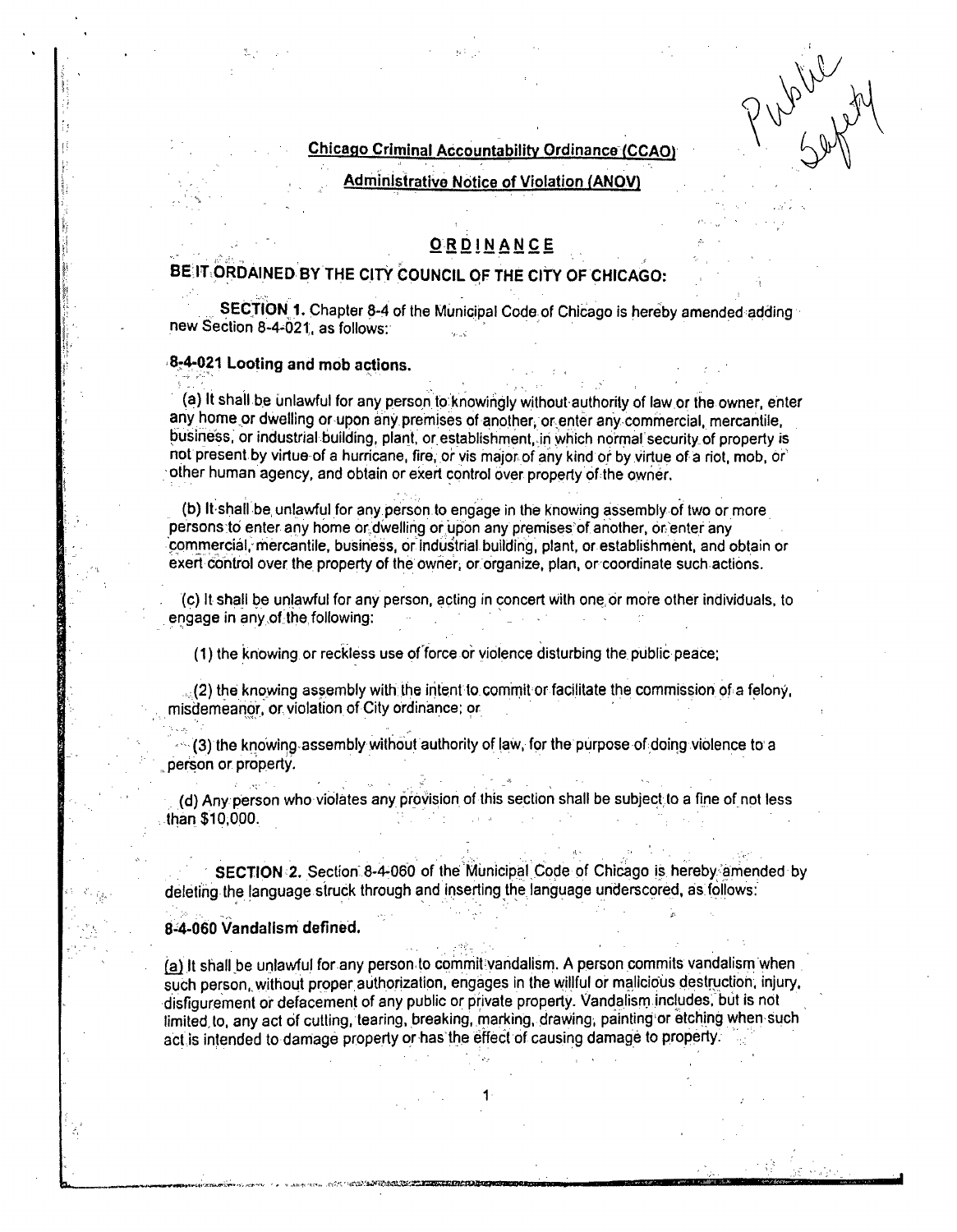Public Safety

**Chicago Criminal Accountability Ordinance (CCAO)**

**Administrative Notice of Violation (ANOV)**

## ORDINANCE

**BE IT ORDAINED BY THE CITY COUNCIL OF THE CITY OF CHICAGO:**

**SECTION 1.** Chapter 8-4 of the Municipal Code of Chicago is hereby amended adding new Section 8-4-021, as follows:

**8-4-021 Looting and mob actions.**

(a) It shall be unlawful for any person to knowingly without authority of law or the owner, enter any home or dwelling or upon any premises of another, or enter any commercial, mercantile, business, or industrial building, plant, or establishment, in which normal security of property is not present by virtue of a hurricane, fire, or vis major of any kind or by virtue of a riot, mob, or other human agency, and obtain or exert control over property of the owner.

(b) It shall be unlawful for any person to engage in the knowing assembly of two or more persons to enter any home or dwelling or upon any premises of another, or enter any commercial, mercantile, business, or industrial building, plant, or establishment, and obtain or exert control over the property of the owner, or organize, plan, or coordinate such actions.

(c) It shall be unlawful for any person, acting in concert with one or more other individuals, to engage in any of the following:

(1) the knowing or reckless use of force or violence disturbing the public peace;

(2) the knowing assembly with the intent to commit or facilitate the commission of a felony, misdemeanor, or violation of City ordinance; or

(3) the knowing assembly without authority of law, for the purpose of doing violence to a person or property.

(d) Any person who violates any provision of this section shall be subject to a fine of not less than $10,000.

**SECTION 2.** Section 8-4-060 of the Municipal Code of Chicago is hereby amended by deleting the language struck through and inserting the language underscored, as follows:

**8-4-060 Vandalism defined.**

(a) It shall be unlawful for any person to commit vandalism. A person commits vandalism when such person, without proper authorization, engages in the willful or malicious destruction, injury, disfigurement or defacement of any public or private property. Vandalism includes, but is not limited to, any act of cutting, tearing, breaking, marking, drawing, painting or etching when such act is intended to damage property or has the effect of causing damage to property.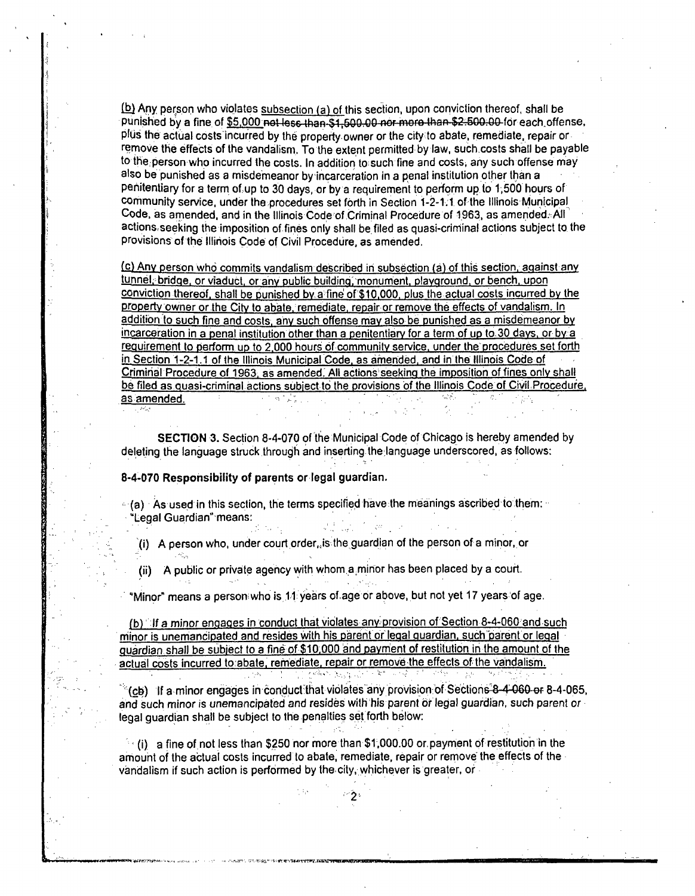(b) Any person who violates subsection (a) of this section, upon conviction thereof, shall be punished by a fine of $5,000 ~~not less than $1,500.00 nor more than $2,500.00~~ for each offense, plus the actual costs incurred by the property owner or the city to abate, remediate, repair or remove the effects of the vandalism. To the extent permitted by law, such costs shall be payable to the person who incurred the costs. In addition to such fine and costs, any such offense may also be punished as a misdemeanor by incarceration in a penal institution other than a penitentiary for a term of up to 30 days, or by a requirement to perform up to 1,500 hours of community service, under the procedures set forth in Section 1-2-1.1 of the Illinois Municipal Code, as amended, and in the Illinois Code of Criminal Procedure of 1963, as amended. All actions seeking the imposition of fines only shall be filed as quasi-criminal actions subject to the provisions of the Illinois Code of Civil Procedure, as amended.

(c) Any person who commits vandalism described in subsection (a) of this section, against any tunnel, bridge, or viaduct, or any public building, monument, playground, or bench, upon conviction thereof, shall be punished by a fine of $10,000, plus the actual costs incurred by the property owner or the City to abate, remediate, repair or remove the effects of vandalism. In addition to such fine and costs, any such offense may also be punished as a misdemeanor by incarceration in a penal institution other than a penitentiary for a term of up to 30 days, or by a requirement to perform up to 2,000 hours of community service, under the procedures set forth in Section 1-2-1.1 of the Illinois Municipal Code, as amended, and in the Illinois Code of Criminal Procedure of 1963, as amended. All actions seeking the imposition of fines only shall be filed as quasi-criminal actions subject to the provisions of the Illinois Code of Civil Procedure, as amended.

**SECTION 3.** Section 8-4-070 of the Municipal Code of Chicago is hereby amended by deleting the language struck through and inserting the language underscored, as follows:

**8-4-070 Responsibility of parents or legal guardian.**

(a) As used in this section, the terms specified have the meanings ascribed to them:
"Legal Guardian" means:

(i) A person who, under court order, is the guardian of the person of a minor, or

(ii) A public or private agency with whom a minor has been placed by a court.

"Minor" means a person who is 11 years of age or above, but not yet 17 years of age.

(b) If a minor engages in conduct that violates any provision of Section 8-4-060 and such minor is unemancipated and resides with his parent or legal guardian, such parent or legal guardian shall be subject to a fine of $10,000 and payment of restitution in the amount of the actual costs incurred to abate, remediate, repair or remove the effects of the vandalism.

(c~~b~~) If a minor engages in conduct that violates any provision of Sections ~~8-4-060 or~~ 8-4-065, and such minor is unemancipated and resides with his parent or legal guardian, such parent or legal guardian shall be subject to the penalties set forth below:

(i) a fine of not less than $250 nor more than $1,000.00 or payment of restitution in the amount of the actual costs incurred to abate, remediate, repair or remove the effects of the vandalism if such action is performed by the city, whichever is greater, or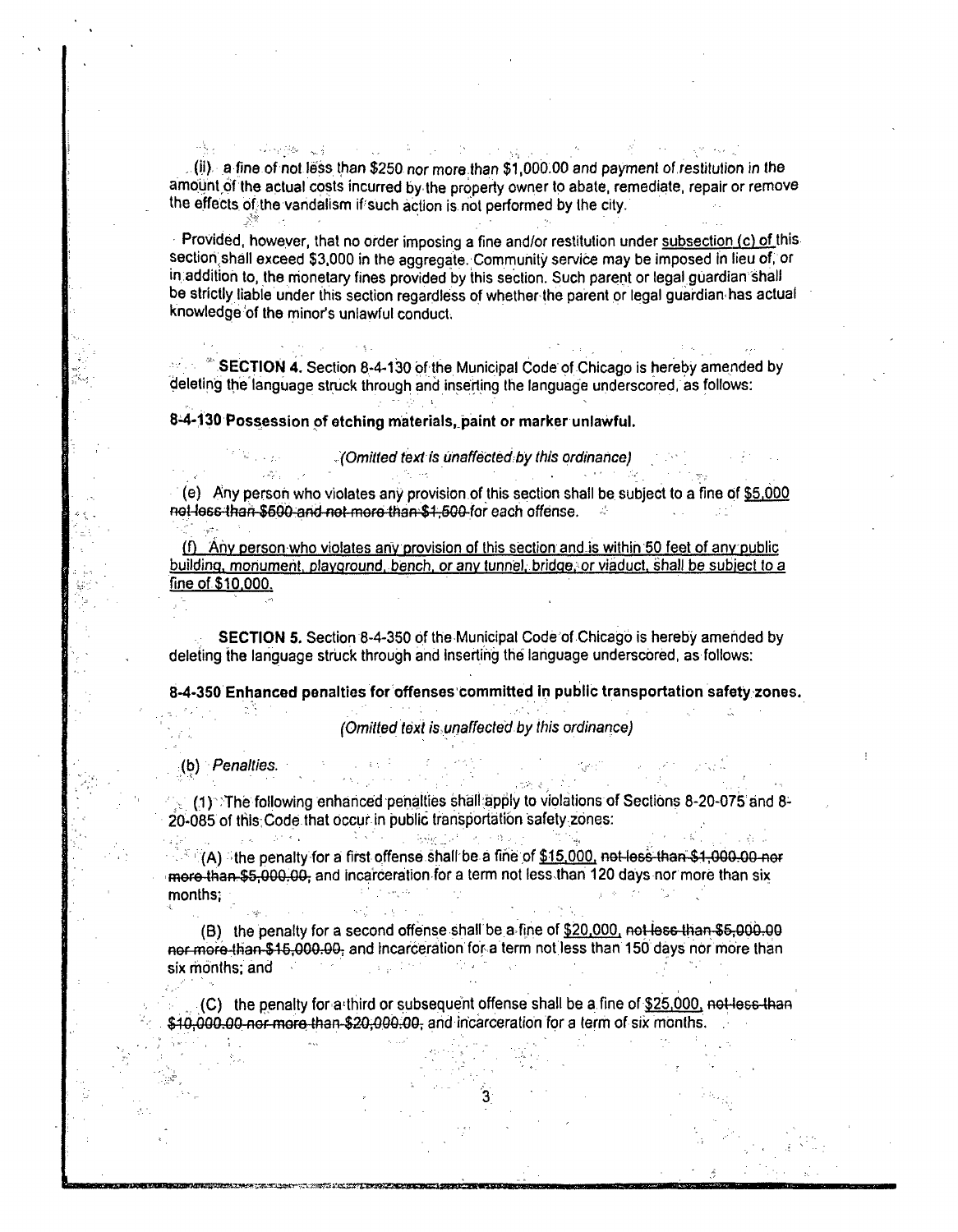(ii) a fine of not less than $250 nor more than $1,000.00 and payment of restitution in the amount of the actual costs incurred by the property owner to abate, remediate, repair or remove the effects of the vandalism if such action is not performed by the city.

Provided, however, that no order imposing a fine and/or restitution under <u>subsection (c) of</u> this section shall exceed $3,000 in the aggregate. Community service may be imposed in lieu of, or in addition to, the monetary fines provided by this section. Such parent or legal guardian shall be strictly liable under this section regardless of whether the parent or legal guardian has actual knowledge of the minor's unlawful conduct.

**SECTION 4.** Section 8-4-130 of the Municipal Code of Chicago is hereby amended by deleting the language struck through and inserting the language underscored, as follows:

**8-4-130 Possession of etching materials, paint or marker unlawful.**

*(Omitted text is unaffected by this ordinance)*

(e) Any person who violates any provision of this section shall be subject to a fine of <u>$5,000</u> ~~not less than $500 and not more than $1,500~~ for each offense.

<u>(f) Any person who violates any provision of this section and is within 50 feet of any public building, monument, playground, bench, or any tunnel, bridge, or viaduct, shall be subject to a fine of $10,000.</u>

**SECTION 5.** Section 8-4-350 of the Municipal Code of Chicago is hereby amended by deleting the language struck through and inserting the language underscored, as follows:

**8-4-350 Enhanced penalties for offenses committed in public transportation safety zones.**

*(Omitted text is unaffected by this ordinance)*

(b) *Penalties.*

(1) The following enhanced penalties shall apply to violations of Sections 8-20-075 and 8-20-085 of this Code that occur in public transportation safety zones:

(A) the penalty for a first offense shall be a fine of <u>$15,000,</u> ~~not less than $1,000.00 nor more than $5,000.00,~~ and incarceration for a term not less than 120 days nor more than six months;

(B) the penalty for a second offense shall be a fine of <u>$20,000,</u> ~~not less than $5,000.00 nor more than $15,000.00,~~ and incarceration for a term not less than 150 days nor more than six months; and

(C) the penalty for a third or subsequent offense shall be a fine of <u>$25,000,</u> ~~not less than $10,000.00 nor more than $20,000.00,~~ and incarceration for a term of six months.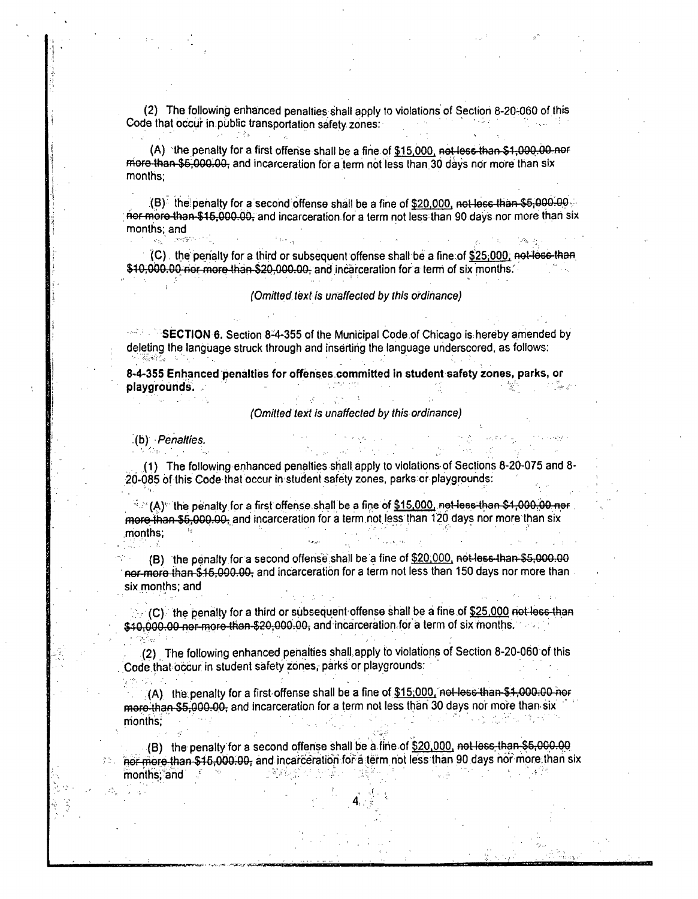(2) The following enhanced penalties shall apply to violations of Section 8-20-060 of this Code that occur in public transportation safety zones:

(A) the penalty for a first offense shall be a fine of <u>$15,000,</u> ~~not less than $1,000.00 nor more than $5,000.00,~~ and incarceration for a term not less than 30 days nor more than six months;

(B) the penalty for a second offense shall be a fine of <u>$20,000,</u> ~~not less than $5,000.00 nor more than $15,000.00,~~ and incarceration for a term not less than 90 days nor more than six months; and

(C) the penalty for a third or subsequent offense shall be a fine of <u>$25,000,</u> ~~not less than $10,000.00 nor more than $20,000.00,~~ and incarceration for a term of six months.

*(Omitted text is unaffected by this ordinance)*

**SECTION 6.** Section 8-4-355 of the Municipal Code of Chicago is hereby amended by deleting the language struck through and inserting the language underscored, as follows:

**8-4-355 Enhanced penalties for offenses committed in student safety zones, parks, or playgrounds.**

*(Omitted text is unaffected by this ordinance)*

(b) *Penalties.*

(1) The following enhanced penalties shall apply to violations of Sections 8-20-075 and 8-20-085 of this Code that occur in student safety zones, parks or playgrounds:

(A) the penalty for a first offense shall be a fine of <u>$15,000,</u> ~~not less than $1,000.00 nor more than $5,000.00,~~ and incarceration for a term not less than 120 days nor more than six months;

(B) the penalty for a second offense shall be a fine of <u>$20,000,</u> ~~not less than $5,000.00 nor more than $15,000.00,~~ and incarceration for a term not less than 150 days nor more than six months; and

(C) the penalty for a third or subsequent offense shall be a fine of <u>$25,000</u> ~~not less than $10,000.00 nor more than $20,000.00,~~ and incarceration for a term of six months.

(2) The following enhanced penalties shall apply to violations of Section 8-20-060 of this Code that occur in student safety zones, parks or playgrounds:

(A) the penalty for a first offense shall be a fine of <u>$15,000,</u> ~~not less than $1,000.00 nor more than $5,000.00,~~ and incarceration for a term not less than 30 days nor more than six months;

(B) the penalty for a second offense shall be a fine of <u>$20,000,</u> ~~not less than $5,000.00 nor more than $15,000.00,~~ and incarceration for a term not less than 90 days nor more than six months; and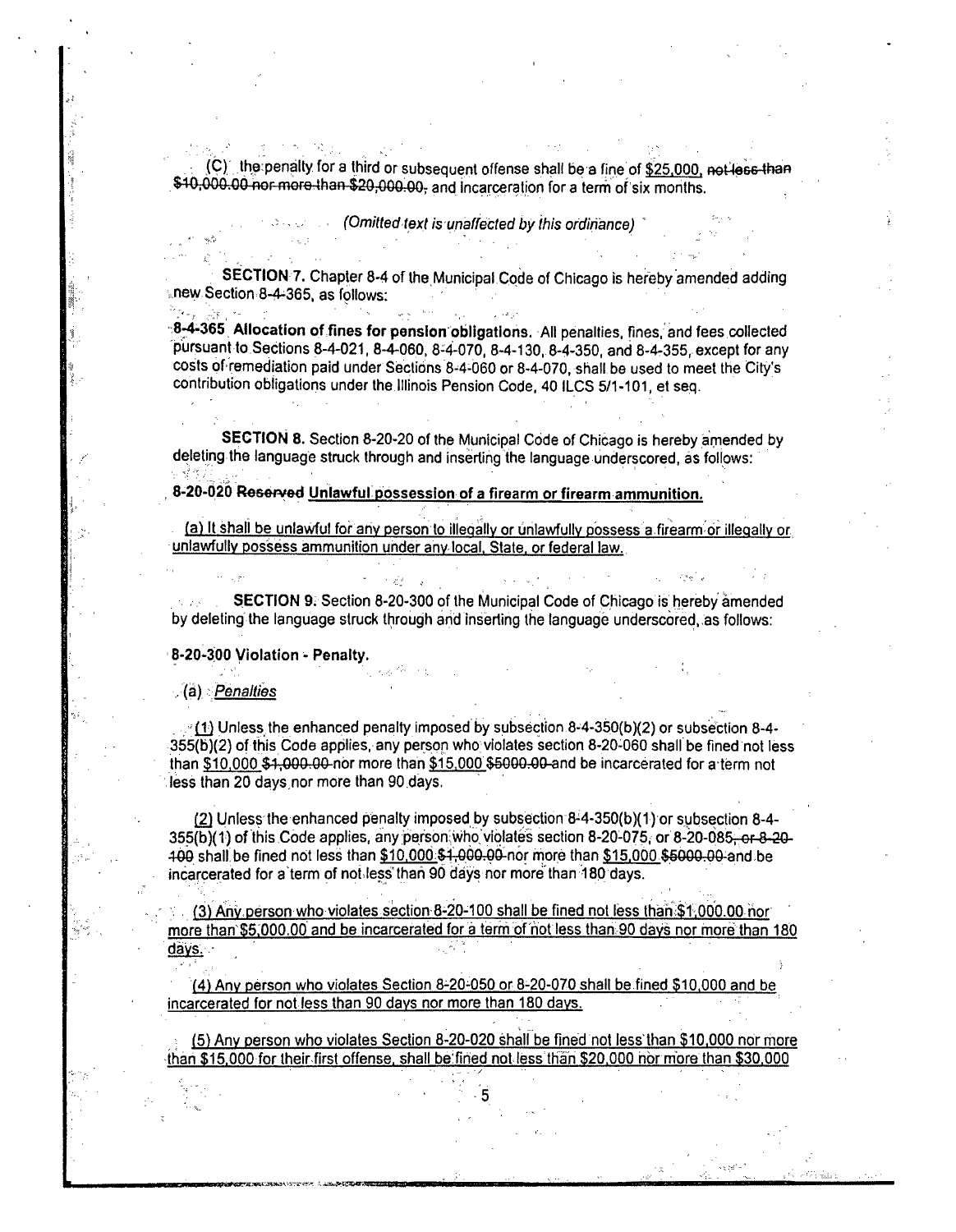(C) the penalty for a third or subsequent offense shall be a fine of <u>$25,000</u>, ~~not less than $10,000.00 nor more than $20,000.00,~~ and incarceration for a term of six months.

*(Omitted text is unaffected by this ordinance)*

**SECTION 7.** Chapter 8-4 of the Municipal Code of Chicago is hereby amended adding new Section 8-4-365, as follows:

**8-4-365 Allocation of fines for pension obligations.** All penalties, fines, and fees collected pursuant to Sections 8-4-021, 8-4-060, 8-4-070, 8-4-130, 8-4-350, and 8-4-355, except for any costs of remediation paid under Sections 8-4-060 or 8-4-070, shall be used to meet the City's contribution obligations under the Illinois Pension Code, 40 ILCS 5/1-101, et seq.

**SECTION 8.** Section 8-20-20 of the Municipal Code of Chicago is hereby amended by deleting the language struck through and inserting the language underscored, as follows:

**8-20-020 ~~Reserved~~ <u>Unlawful possession of a firearm or firearm ammunition.</u>**

<u>(a) It shall be unlawful for any person to illegally or unlawfully possess a firearm or illegally or unlawfully possess ammunition under any local, State, or federal law.</u>

**SECTION 9.** Section 8-20-300 of the Municipal Code of Chicago is hereby amended by deleting the language struck through and inserting the language underscored, as follows:

**8-20-300 Violation - Penalty.**

(a) *Penalties*

<u>(1)</u> Unless the enhanced penalty imposed by subsection 8-4-350(b)(2) or subsection 8-4-355(b)(2) of this Code applies, any person who violates section 8-20-060 shall be fined not less than <u>$10,000</u> ~~$1,000.00~~ nor more than <u>$15,000</u> ~~$5000.00~~ and be incarcerated for a term not less than 20 days nor more than 90 days.

<u>(2)</u> Unless the enhanced penalty imposed by subsection 8-4-350(b)(1) or subsection 8-4-355(b)(1) of this Code applies, any person who violates section 8-20-075, or 8-20-085~~, or 8-20-100~~ shall be fined not less than <u>$10,000</u> ~~$1,000.00~~ nor more than <u>$15,000</u> ~~$5000.00~~ and be incarcerated for a term of not less than 90 days nor more than 180 days.

<u>(3) Any person who violates section 8-20-100 shall be fined not less than $1,000.00 nor more than $5,000.00 and be incarcerated for a term of not less than 90 days nor more than 180 days.</u>

<u>(4) Any person who violates Section 8-20-050 or 8-20-070 shall be fined $10,000 and be incarcerated for not less than 90 days nor more than 180 days.</u>

<u>(5) Any person who violates Section 8-20-020 shall be fined not less than $10,000 nor more than $15,000 for their first offense, shall be fined not less than $20,000 nor more than $30,000</u>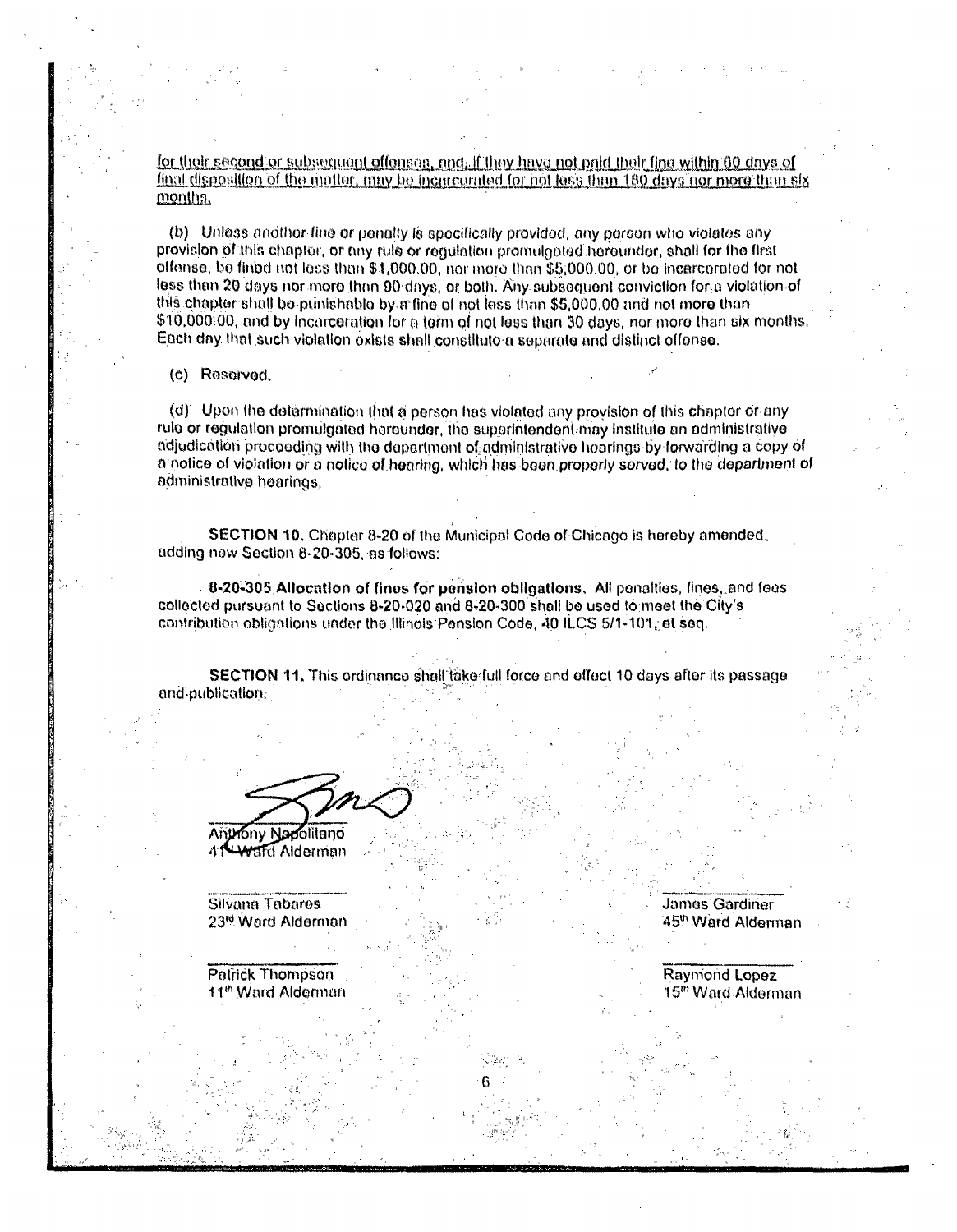<u>for their second or subsequent offenses, and, if they have not paid their fine within 60 days of final disposition of the matter, may be incarcerated for not less than 180 days nor more than six months.</u>

(b) Unless another fine or penalty is specifically provided, any person who violates any provision of this chapter, or any rule or regulation promulgated hereunder, shall for the first offense, be fined not less than $1,000.00, nor more than $5,000.00, or be incarcerated for not less than 20 days nor more than 90 days, or both. Any subsequent conviction for a violation of this chapter shall be punishable by a fine of not less than $5,000.00 and not more than $10,000.00, and by incarceration for a term of not less than 30 days, nor more than six months. Each day that such violation exists shall constitute a separate and distinct offense.

(c) Reserved.

(d) Upon the determination that a person has violated any provision of this chapter or any rule or regulation promulgated hereunder, the superintendent may institute an administrative adjudication proceeding with the department of administrative hearings by forwarding a copy of a notice of violation or a notice of hearing, which has been properly served, to the department of administrative hearings.

**SECTION 10.** Chapter 8-20 of the Municipal Code of Chicago is hereby amended, adding new Section 8-20-305, as follows:

**8-20-305 Allocation of fines for pension obligations.** All penalties, fines, and fees collected pursuant to Sections 8-20-020 and 8-20-300 shall be used to meet the City's contribution obligations under the Illinois Pension Code, 40 ILCS 5/1-101, et seq.

**SECTION 11.** This ordinance shall take full force and effect 10 days after its passage and publication.

Anthony Napolitano
41st Ward Alderman

Silvana Tabares
23rd Ward Alderman

James Gardiner
45th Ward Alderman

Patrick Thompson
11th Ward Alderman

Raymond Lopez
15th Ward Alderman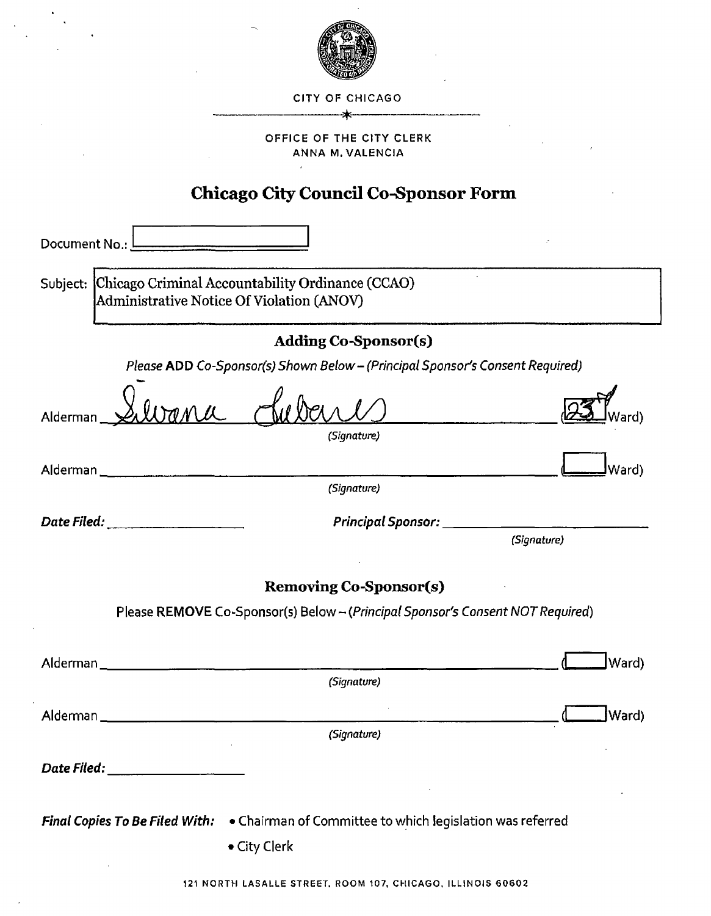CITY OF CHICAGO

OFFICE OF THE CITY CLERK
ANNA M. VALENCIA

# Chicago City Council Co-Sponsor Form

Document No.: ____________

Subject: Chicago Criminal Accountability Ordinance (CCAO)
Administrative Notice Of Violation (ANOV)

## Adding Co-Sponsor(s)

*Please* **ADD** *Co-Sponsor(s) Shown Below – (Principal Sponsor's Consent Required)*

Alderman Silvana Tabares (23 Ward)
*(Signature)*

Alderman ________________________________ (____ Ward)
*(Signature)*

***Date Filed:*** ____________ ***Principal Sponsor:*** ____________
*(Signature)*

## Removing Co-Sponsor(s)

Please **REMOVE** Co-Sponsor(s) Below – (*Principal Sponsor's Consent NOT Required*)

Alderman ________________________________ (____ Ward)
*(Signature)*

Alderman ________________________________ (____ Ward)
*(Signature)*

***Date Filed:*** ____________

***Final Copies To Be Filed With:***
- Chairman of Committee to which legislation was referred
- City Clerk

121 NORTH LASALLE STREET, ROOM 107, CHICAGO, ILLINOIS 60602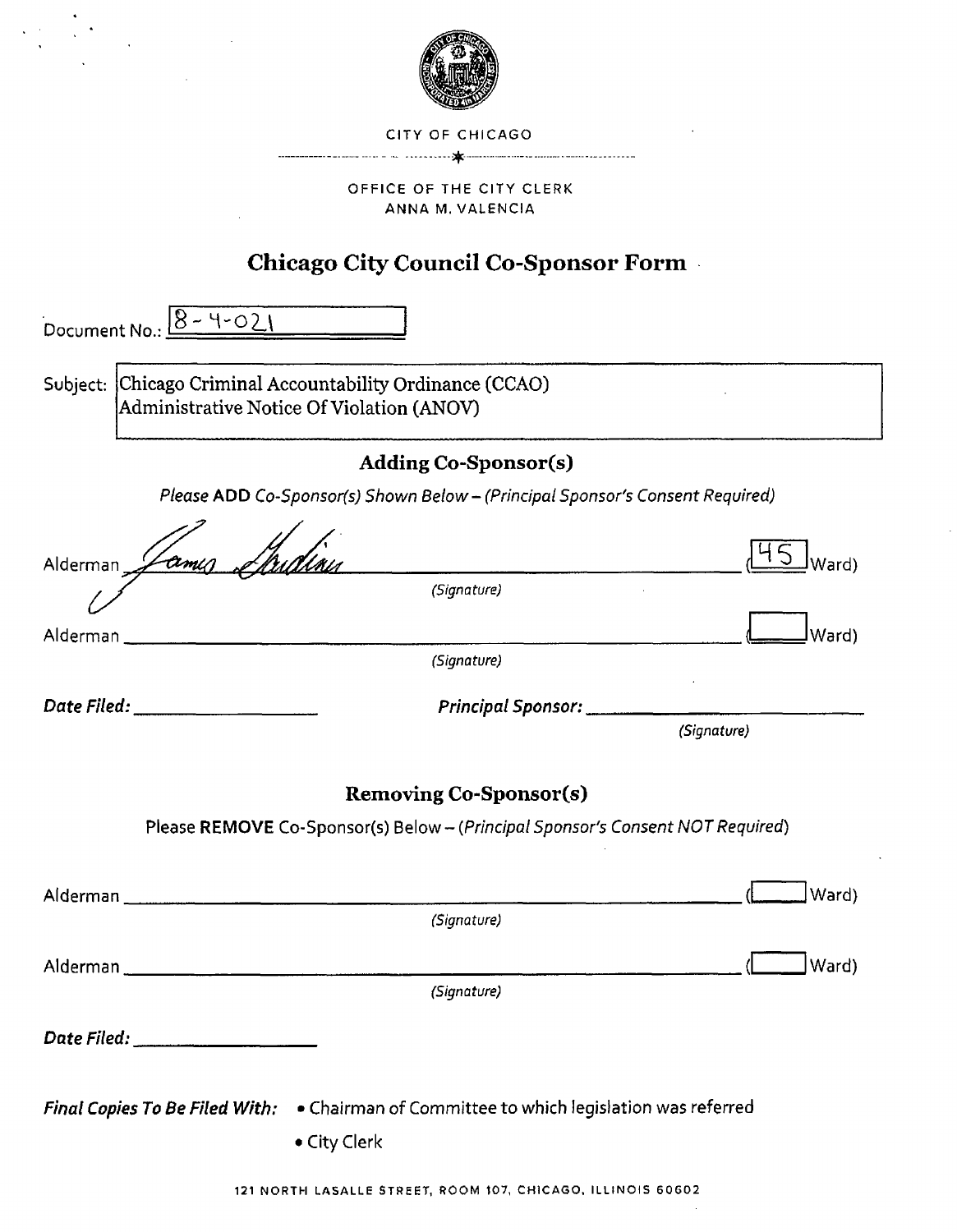CITY OF CHICAGO

OFFICE OF THE CITY CLERK
ANNA M. VALENCIA

# Chicago City Council Co-Sponsor Form

Document No.: 8-4-021

Subject: Chicago Criminal Accountability Ordinance (CCAO)
Administrative Notice Of Violation (ANOV)

## Adding Co-Sponsor(s)

*Please* **ADD** *Co-Sponsor(s) Shown Below – (Principal Sponsor's Consent Required)*

Alderman James Gardiner (45 Ward)
*(Signature)*

Alderman ______________________ (____ Ward)
*(Signature)*

***Date Filed:*** ______________ ***Principal Sponsor:*** ______________________
*(Signature)*

## Removing Co-Sponsor(s)

Please **REMOVE** Co-Sponsor(s) Below – (*Principal Sponsor's Consent NOT Required*)

Alderman ______________________ (____ Ward)
*(Signature)*

Alderman ______________________ (____ Ward)
*(Signature)*

***Date Filed:*** ______________

***Final Copies To Be Filed With:***
- Chairman of Committee to which legislation was referred
- City Clerk

121 NORTH LASALLE STREET, ROOM 107, CHICAGO, ILLINOIS 60602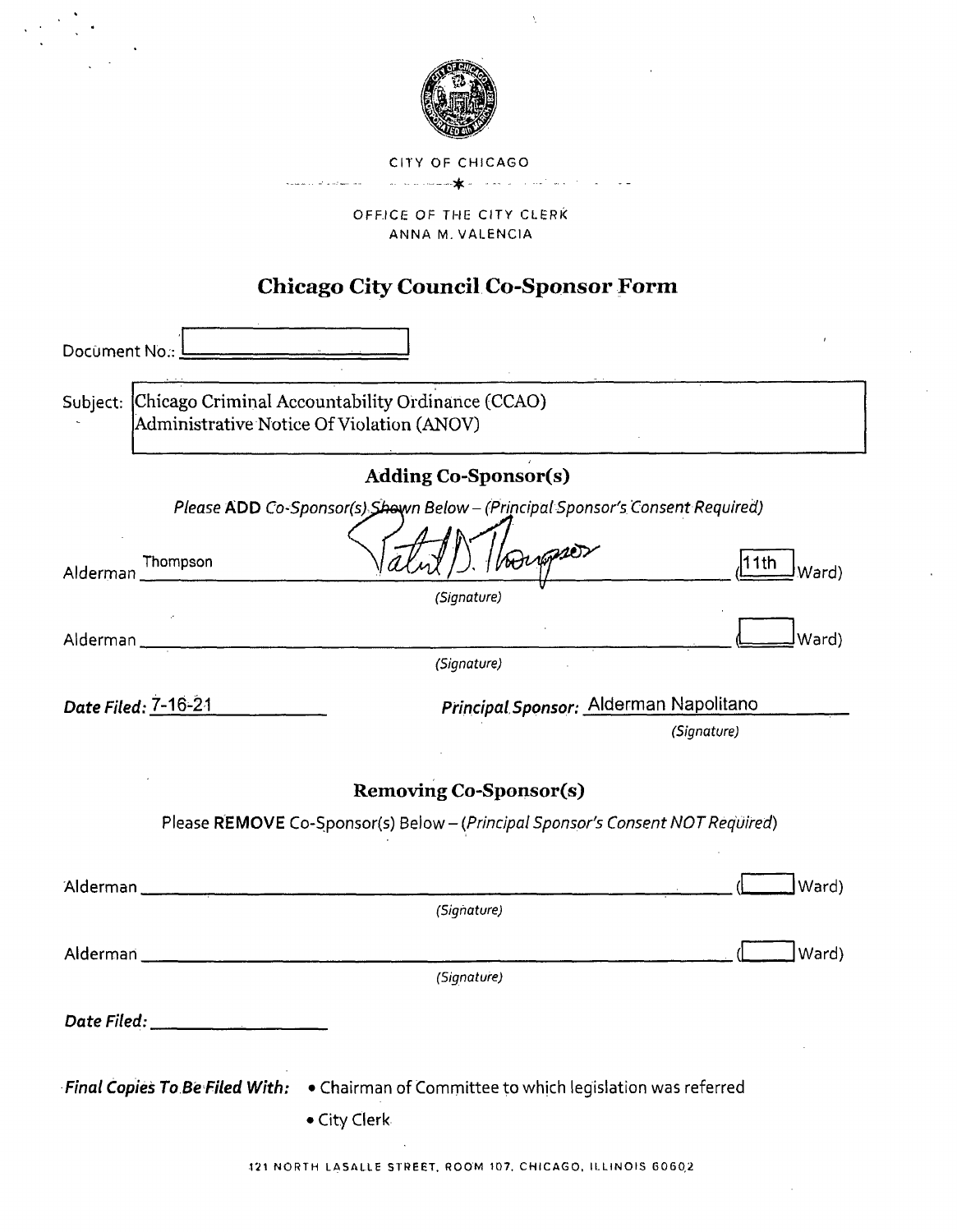CITY OF CHICAGO

OFFICE OF THE CITY CLERK
ANNA M. VALENCIA

# Chicago City Council Co-Sponsor Form

Document No.: ____________

Subject: Chicago Criminal Accountability Ordinance (CCAO)
Administrative Notice Of Violation (ANOV)

## Adding Co-Sponsor(s)

*Please* **ADD** *Co-Sponsor(s) Shown Below – (Principal Sponsor's Consent Required)*

Alderman Thompson ____________ (11th Ward)
*(Signature)*

Alderman ____________ (____ Ward)
*(Signature)*

***Date Filed:*** 7-16-21

***Principal Sponsor:*** Alderman Napolitano
*(Signature)*

## Removing Co-Sponsor(s)

Please **REMOVE** Co-Sponsor(s) Below – *(Principal Sponsor's Consent NOT Required)*

Alderman ____________ (____ Ward)
*(Signature)*

Alderman ____________ (____ Ward)
*(Signature)*

***Date Filed:*** ____________

***Final Copies To Be Filed With:***
- Chairman of Committee to which legislation was referred
- City Clerk

121 NORTH LASALLE STREET, ROOM 107, CHICAGO, ILLINOIS 60602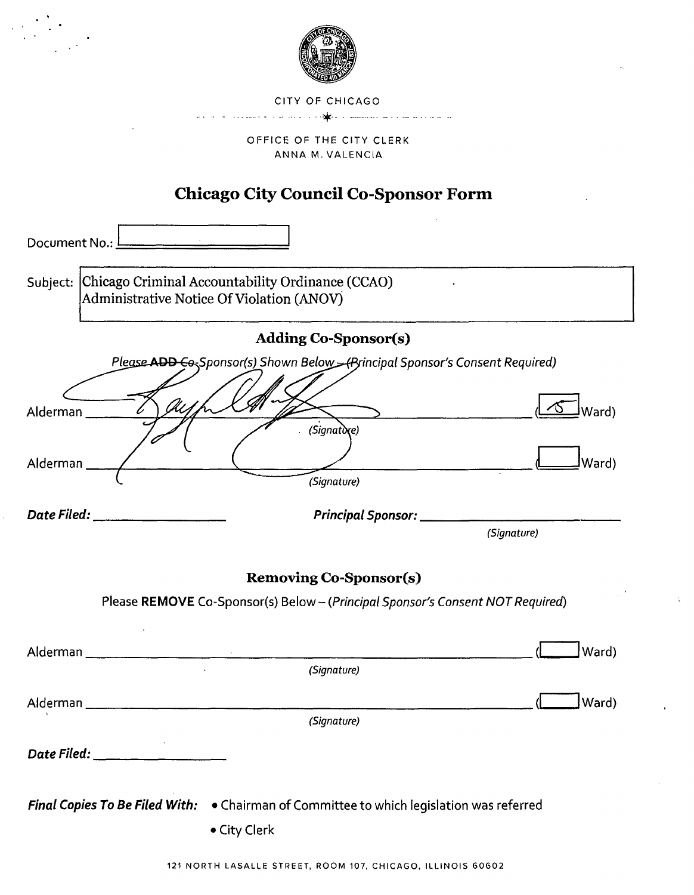CITY OF CHICAGO

OFFICE OF THE CITY CLERK
ANNA M. VALENCIA

# Chicago City Council Co-Sponsor Form

Document No.: ____________

Subject: Chicago Criminal Accountability Ordinance (CCAO)
Administrative Notice Of Violation (ANOV)

## Adding Co-Sponsor(s)

*Please* **ADD** *Co-Sponsor(s) Shown Below – (Principal Sponsor's Consent Required)*

Alderman ______________________________ ( 5 Ward)
(Signature)

Alderman ______________________________ ( Ward)
(Signature)

***Date Filed:*** ____________ ***Principal Sponsor:*** ____________
(Signature)

## Removing Co-Sponsor(s)

Please **REMOVE** Co-Sponsor(s) Below – (*Principal Sponsor's Consent NOT Required*)

Alderman ______________________________ ( Ward)
(Signature)

Alderman ______________________________ ( Ward)
(Signature)

***Date Filed:*** ____________

***Final Copies To Be Filed With:***
- Chairman of Committee to which legislation was referred
- City Clerk

121 NORTH LASALLE STREET, ROOM 107, CHICAGO, ILLINOIS 60602